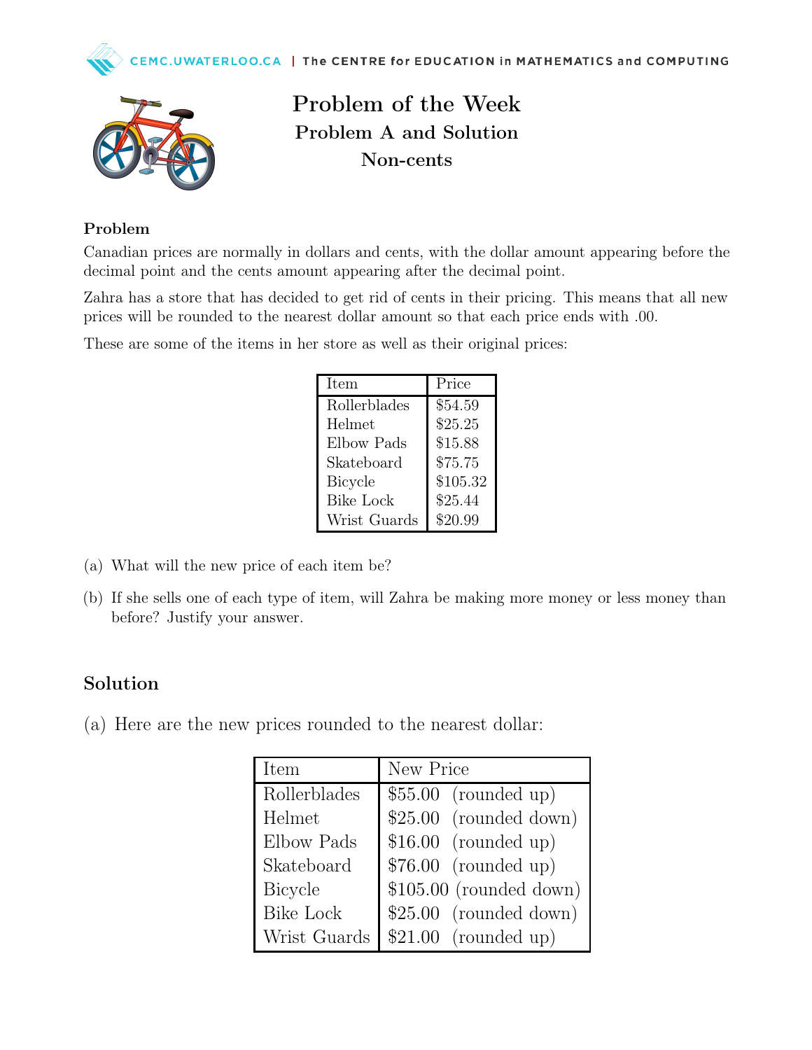# Problem of the Week
## Problem A and Solution
### Non-cents

**Problem**

Canadian prices are normally in dollars and cents, with the dollar amount appearing before the decimal point and the cents amount appearing after the decimal point.

Zahra has a store that has decided to get rid of cents in their pricing. This means that all new prices will be rounded to the nearest dollar amount so that each price ends with .00.

These are some of the items in her store as well as their original prices:

| Item | Price |
|---|---|
| Rollerblades | $54.59 |
| Helmet | $25.25 |
| Elbow Pads | $15.88 |
| Skateboard | $75.75 |
| Bicycle | $105.32 |
| Bike Lock | $25.44 |
| Wrist Guards | $20.99 |

(a) What will the new price of each item be?

(b) If she sells one of each type of item, will Zahra be making more money or less money than before? Justify your answer.

## Solution

(a) Here are the new prices rounded to the nearest dollar:

| Item | New Price |
|---|---|
| Rollerblades | $55.00 (rounded up) |
| Helmet | $25.00 (rounded down) |
| Elbow Pads | $16.00 (rounded up) |
| Skateboard | $76.00 (rounded up) |
| Bicycle | $105.00 (rounded down) |
| Bike Lock | $25.00 (rounded down) |
| Wrist Guards | $21.00 (rounded up) |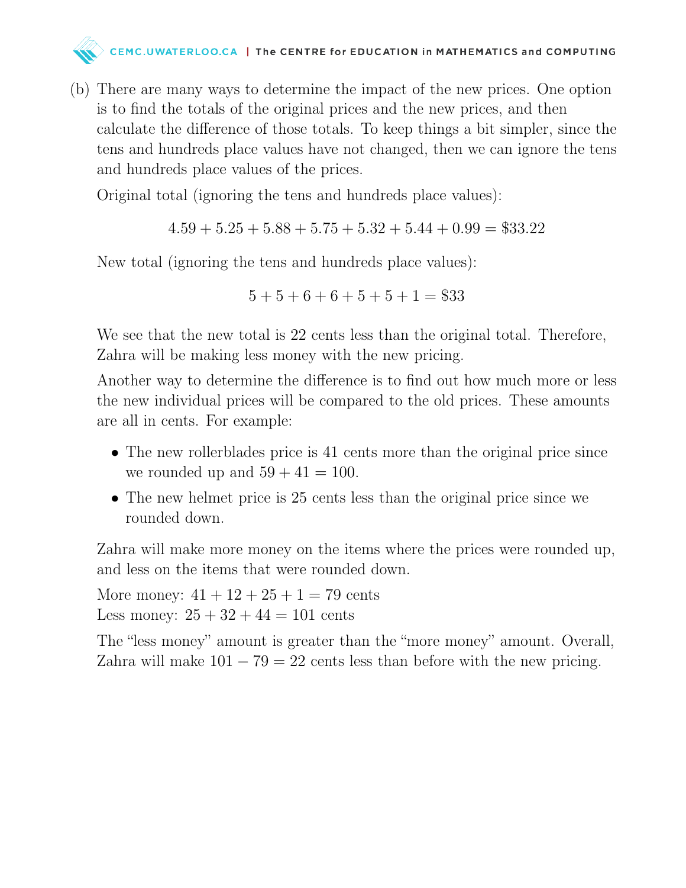(b) There are many ways to determine the impact of the new prices. One option is to find the totals of the original prices and the new prices, and then calculate the difference of those totals. To keep things a bit simpler, since the tens and hundreds place values have not changed, then we can ignore the tens and hundreds place values of the prices.

Original total (ignoring the tens and hundreds place values):

$$4.59 + 5.25 + 5.88 + 5.75 + 5.32 + 5.44 + 0.99 = \$33.22$$

New total (ignoring the tens and hundreds place values):

$$5 + 5 + 6 + 6 + 5 + 5 + 1 = \$33$$

We see that the new total is 22 cents less than the original total. Therefore, Zahra will be making less money with the new pricing.

Another way to determine the difference is to find out how much more or less the new individual prices will be compared to the old prices. These amounts are all in cents. For example:

- The new rollerblades price is 41 cents more than the original price since we rounded up and $59 + 41 = 100$.
- The new helmet price is 25 cents less than the original price since we rounded down.

Zahra will make more money on the items where the prices were rounded up, and less on the items that were rounded down.

More money: $41 + 12 + 25 + 1 = 79$ cents
Less money: $25 + 32 + 44 = 101$ cents

The "less money" amount is greater than the "more money" amount. Overall, Zahra will make $101 - 79 = 22$ cents less than before with the new pricing.